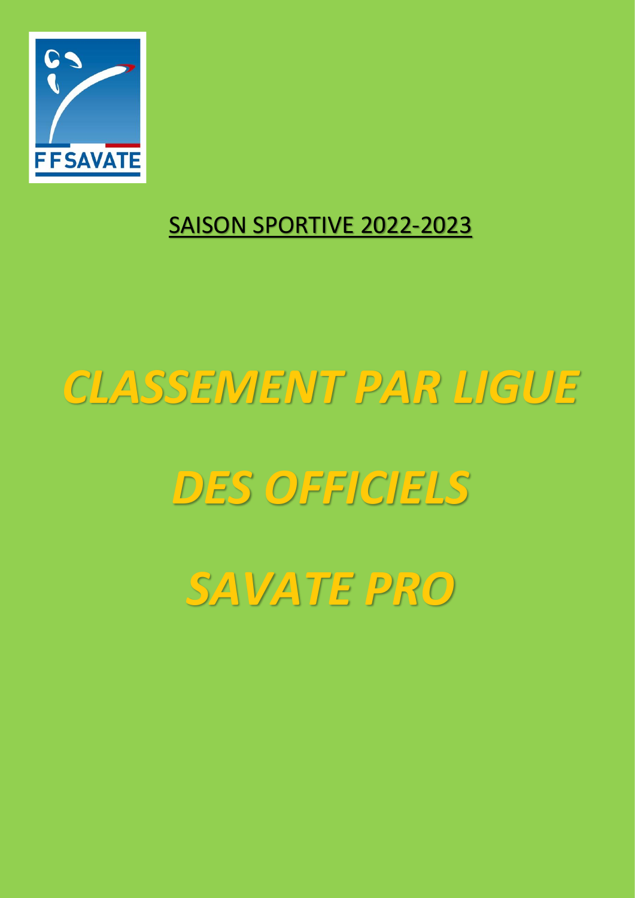FFSAVATE

SAISON SPORTIVE 2022-2023

# *CLASSEMENT PAR LIGUE*

# *DES OFFICIELS*

# *SAVATE PRO*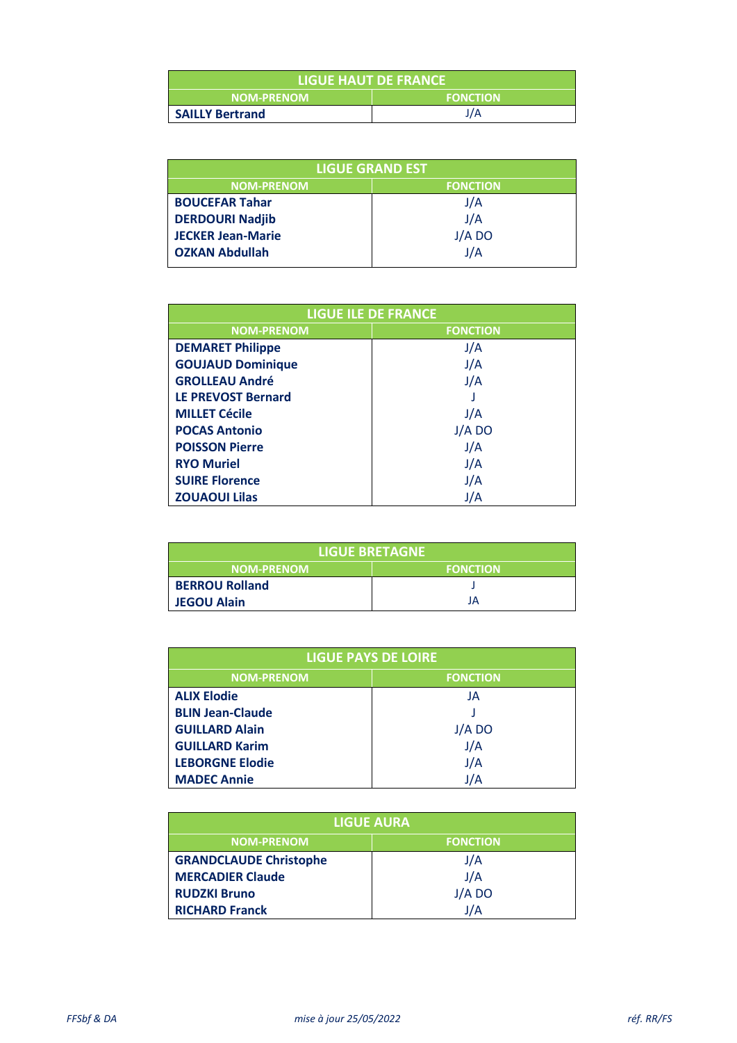| LIGUE HAUT DE FRANCE | |
|---|---|
| **NOM-PRENOM** | **FONCTION** |
| **SAILLY Bertrand** | J/A |

| LIGUE GRAND EST | |
|---|---|
| **NOM-PRENOM** | **FONCTION** |
| **BOUCEFAR Tahar** | J/A |
| **DERDOURI Nadjib** | J/A |
| **JECKER Jean-Marie** | J/A DO |
| **OZKAN Abdullah** | J/A |

| LIGUE ILE DE FRANCE | |
|---|---|
| **NOM-PRENOM** | **FONCTION** |
| **DEMARET Philippe** | J/A |
| **GOUJAUD Dominique** | J/A |
| **GROLLEAU André** | J/A |
| **LE PREVOST Bernard** | J |
| **MILLET Cécile** | J/A |
| **POCAS Antonio** | J/A DO |
| **POISSON Pierre** | J/A |
| **RYO Muriel** | J/A |
| **SUIRE Florence** | J/A |
| **ZOUAOUI Lilas** | J/A |

| LIGUE BRETAGNE | |
|---|---|
| **NOM-PRENOM** | **FONCTION** |
| **BERROU Rolland** | J |
| **JEGOU Alain** | JA |

| LIGUE PAYS DE LOIRE | |
|---|---|
| **NOM-PRENOM** | **FONCTION** |
| **ALIX Elodie** | JA |
| **BLIN Jean-Claude** | J |
| **GUILLARD Alain** | J/A DO |
| **GUILLARD Karim** | J/A |
| **LEBORGNE Elodie** | J/A |
| **MADEC Annie** | J/A |

| LIGUE AURA | |
|---|---|
| **NOM-PRENOM** | **FONCTION** |
| **GRANDCLAUDE Christophe** | J/A |
| **MERCADIER Claude** | J/A |
| **RUDZKI Bruno** | J/A DO |
| **RICHARD Franck** | J/A |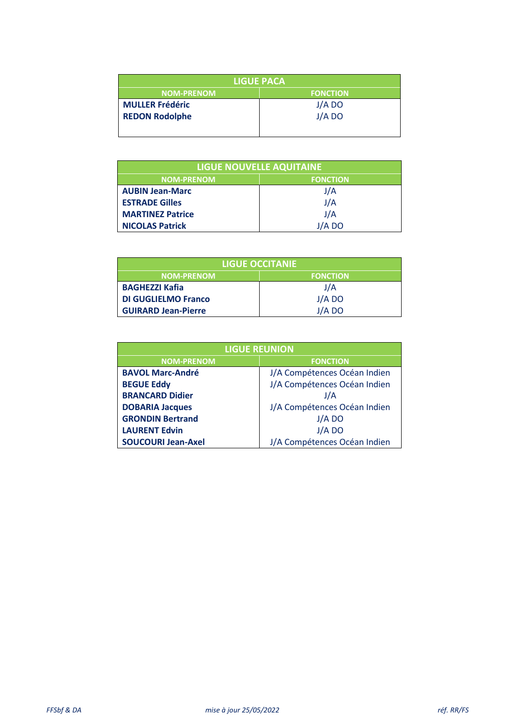| LIGUE PACA | |
|---|---|
| **NOM-PRENOM** | **FONCTION** |
| **MULLER Frédéric** | J/A DO |
| **REDON Rodolphe** | J/A DO |

| LIGUE NOUVELLE AQUITAINE | |
|---|---|
| **NOM-PRENOM** | **FONCTION** |
| **AUBIN Jean-Marc** | J/A |
| **ESTRADE Gilles** | J/A |
| **MARTINEZ Patrice** | J/A |
| **NICOLAS Patrick** | J/A DO |

| LIGUE OCCITANIE | |
|---|---|
| **NOM-PRENOM** | **FONCTION** |
| **BAGHEZZI Kafia** | J/A |
| **DI GUGLIELMO Franco** | J/A DO |
| **GUIRARD Jean-Pierre** | J/A DO |

| LIGUE REUNION | |
|---|---|
| **NOM-PRENOM** | **FONCTION** |
| **BAVOL Marc-André** | J/A Compétences Océan Indien |
| **BEGUE Eddy** | J/A Compétences Océan Indien |
| **BRANCARD Didier** | J/A |
| **DOBARIA Jacques** | J/A Compétences Océan Indien |
| **GRONDIN Bertrand** | J/A DO |
| **LAURENT Edvin** | J/A DO |
| **SOUCOURI Jean-Axel** | J/A Compétences Océan Indien |

*FFSbf & DA* *mise à jour 25/05/2022* *réf. RR/FS*